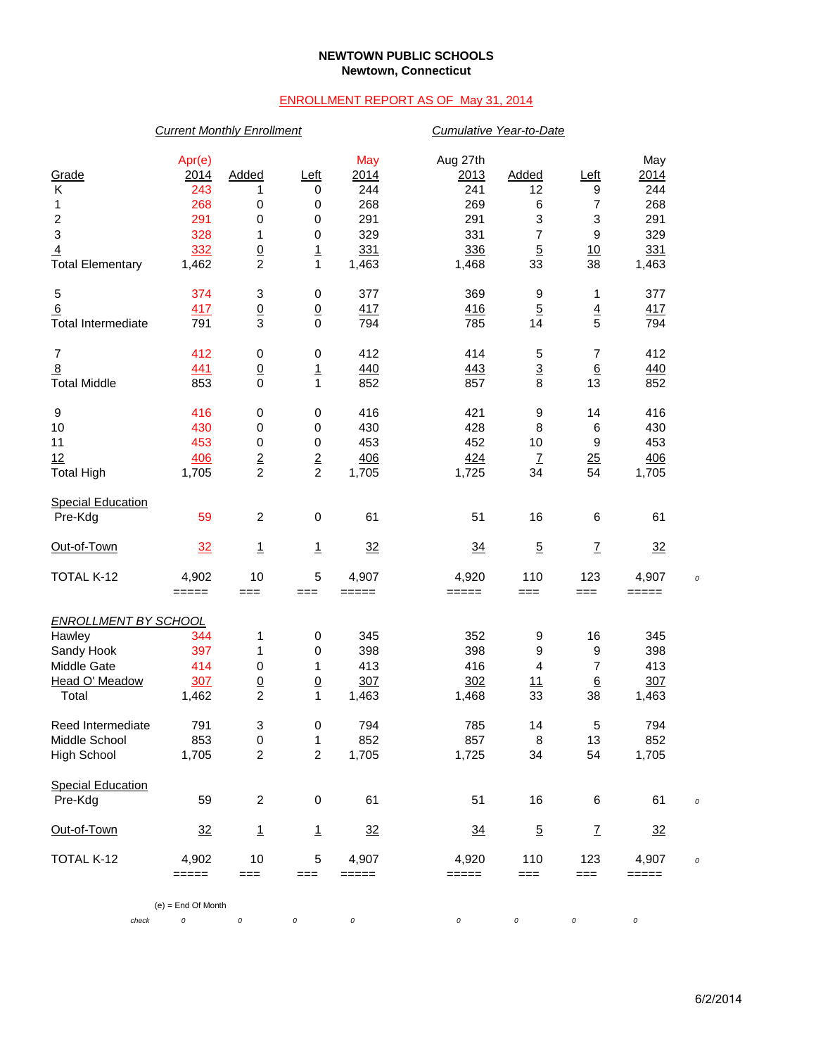**NEWTOWN PUBLIC SCHOOLS**
**Newtown, Connecticut**

ENROLLMENT REPORT AS OF May 31, 2014

| | *Current Monthly Enrollment* | | | | *Cumulative Year-to-Date* | | | | |
|---|---|---|---|---|---|---|---|---|---|
| Grade | Apr(e) 2014 | Added | Left | May 2014 | Aug 27th 2013 | Added | Left | May 2014 | |
| K | 243 | 1 | 0 | 244 | 241 | 12 | 9 | 244 | |
| 1 | 268 | 0 | 0 | 268 | 269 | 6 | 7 | 268 | |
| 2 | 291 | 0 | 0 | 291 | 291 | 3 | 3 | 291 | |
| 3 | 328 | 1 | 0 | 329 | 331 | 7 | 9 | 329 | |
| 4 | 332 | 0 | 1 | 331 | 336 | 5 | 10 | 331 | |
| Total Elementary | 1,462 | 2 | 1 | 1,463 | 1,468 | 33 | 38 | 1,463 | |
| 5 | 374 | 3 | 0 | 377 | 369 | 9 | 1 | 377 | |
| 6 | 417 | 0 | 0 | 417 | 416 | 5 | 4 | 417 | |
| Total Intermediate | 791 | 3 | 0 | 794 | 785 | 14 | 5 | 794 | |
| 7 | 412 | 0 | 0 | 412 | 414 | 5 | 7 | 412 | |
| 8 | 441 | 0 | 1 | 440 | 443 | 3 | 6 | 440 | |
| Total Middle | 853 | 0 | 1 | 852 | 857 | 8 | 13 | 852 | |
| 9 | 416 | 0 | 0 | 416 | 421 | 9 | 14 | 416 | |
| 10 | 430 | 0 | 0 | 430 | 428 | 8 | 6 | 430 | |
| 11 | 453 | 0 | 0 | 453 | 452 | 10 | 9 | 453 | |
| 12 | 406 | 2 | 2 | 406 | 424 | 7 | 25 | 406 | |
| Total High | 1,705 | 2 | 2 | 1,705 | 1,725 | 34 | 54 | 1,705 | |
| Special Education | | | | | | | | | |
| Pre-Kdg | 59 | 2 | 0 | 61 | 51 | 16 | 6 | 61 | |
| Out-of-Town | 32 | 1 | 1 | 32 | 34 | 5 | 7 | 32 | |
| TOTAL K-12 | 4,902 | 10 | 5 | 4,907 | 4,920 | 110 | 123 | 4,907 | 0 |
| *ENROLLMENT BY SCHOOL* | | | | | | | | | |
| Hawley | 344 | 1 | 0 | 345 | 352 | 9 | 16 | 345 | |
| Sandy Hook | 397 | 1 | 0 | 398 | 398 | 9 | 9 | 398 | |
| Middle Gate | 414 | 0 | 1 | 413 | 416 | 4 | 7 | 413 | |
| Head O' Meadow | 307 | 0 | 0 | 307 | 302 | 11 | 6 | 307 | |
| Total | 1,462 | 2 | 1 | 1,463 | 1,468 | 33 | 38 | 1,463 | |
| Reed Intermediate | 791 | 3 | 0 | 794 | 785 | 14 | 5 | 794 | |
| Middle School | 853 | 0 | 1 | 852 | 857 | 8 | 13 | 852 | |
| High School | 1,705 | 0 | 0 | 1,705 | 1,725 | 34 | 54 | 1,705 | |
| Special Education | | | | | | | | | |
| Pre-Kdg | 59 | 2 | 0 | 61 | 51 | 16 | 6 | 61 | 0 |
| Out-of-Town | 32 | 1 | 1 | 32 | 34 | 5 | 7 | 32 | |
| TOTAL K-12 | 4,902 | 10 | 5 | 4,907 | 4,920 | 110 | 123 | 4,907 | 0 |
| check | 0 | 0 | 0 | 0 | 0 | 0 | 0 | 0 | |

(e) = End Of Month

6/2/2014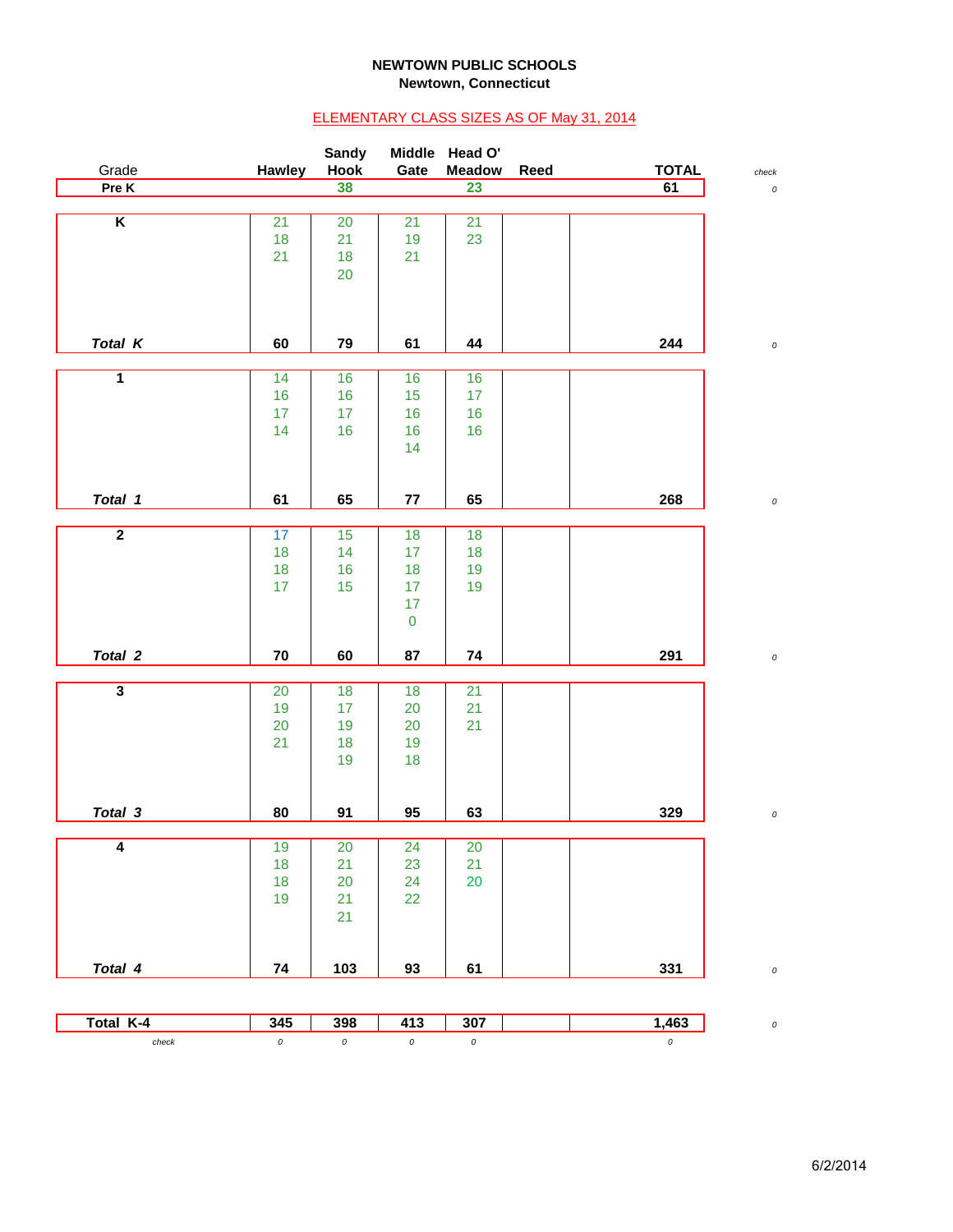**NEWTOWN PUBLIC SCHOOLS**
**Newtown, Connecticut**

ELEMENTARY CLASS SIZES AS OF May 31, 2014

| Grade | Hawley | Sandy Hook | Middle Gate | Head O' Meadow | Reed | TOTAL | check |
|---|---|---|---|---|---|---|---|
| **Pre K** | | 38 | | 23 | | **61** | 0 |
| **K** | 21 | 20 | 21 | 21 | | | |
| | 18 | 21 | 19 | 23 | | | |
| | 21 | 18 | 21 | | | | |
| | | 20 | | | | | |
| ***Total K*** | **60** | **79** | **61** | **44** | | **244** | 0 |
| **1** | 14 | 16 | 16 | 16 | | | |
| | 16 | 16 | 15 | 17 | | | |
| | 17 | 17 | 16 | 16 | | | |
| | 14 | 16 | 16 | 16 | | | |
| | | | 14 | | | | |
| ***Total 1*** | **61** | **65** | **77** | **65** | | **268** | 0 |
| **2** | 17 | 15 | 18 | 18 | | | |
| | 18 | 14 | 17 | 18 | | | |
| | 18 | 16 | 18 | 19 | | | |
| | 17 | 15 | 17 | 19 | | | |
| | | | 17 | | | | |
| | | | 0 | | | | |
| ***Total 2*** | **70** | **60** | **87** | **74** | | **291** | 0 |
| **3** | 20 | 18 | 18 | 21 | | | |
| | 19 | 17 | 20 | 21 | | | |
| | 20 | 19 | 20 | 21 | | | |
| | 21 | 18 | 19 | | | | |
| | | 19 | 18 | | | | |
| ***Total 3*** | **80** | **91** | **95** | **63** | | **329** | 0 |
| **4** | 19 | 20 | 24 | 20 | | | |
| | 18 | 21 | 23 | 21 | | | |
| | 18 | 20 | 24 | 20 | | | |
| | 19 | 21 | 22 | | | | |
| | | 21 | | | | | |
| ***Total 4*** | **74** | **103** | **93** | **61** | | **331** | 0 |
| **Total K-4** | **345** | **398** | **413** | **307** | | **1,463** | 0 |
| *check* | *0* | *0* | *0* | *0* | | *0* | |

6/2/2014